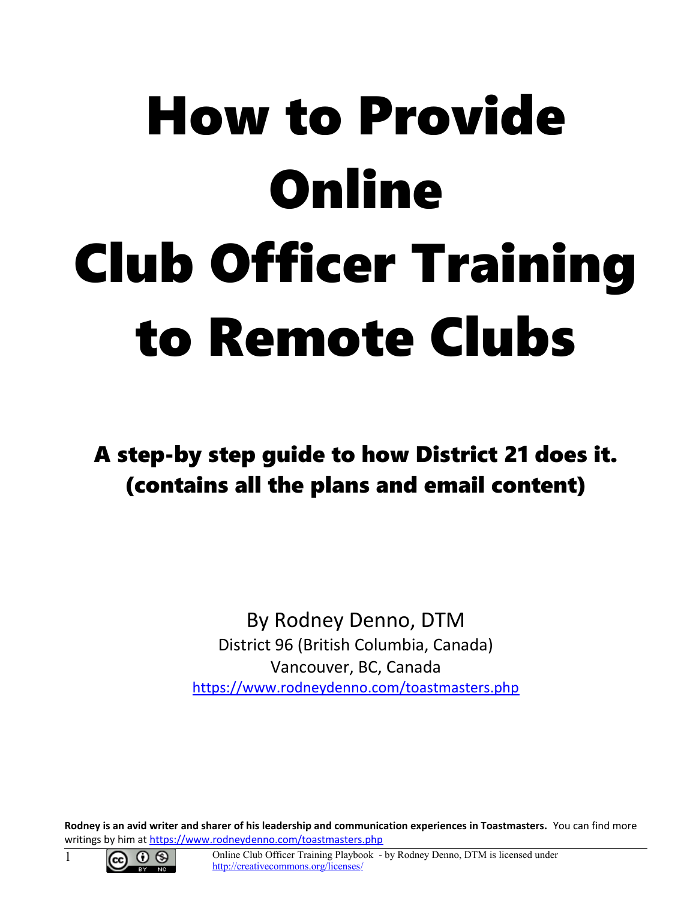# How to Provide Online Club Officer Training to Remote Clubs

## A step-by step guide to how District 21 does it. (contains all the plans and email content)

By Rodney Denno, DTM

District 96 (British Columbia, Canada)

Vancouver, BC, Canada

https://www.rodneydenno.com/toastmasters.php

**Rodney is an avid writer and sharer of his leadership and communication experiences in Toastmasters.** You can find more writings by him at https://www.rodneydenno.com/toastmasters.php

Online Club Officer Training Playbook - by Rodney Denno, DTM is licensed under http://creativecommons.org/licenses/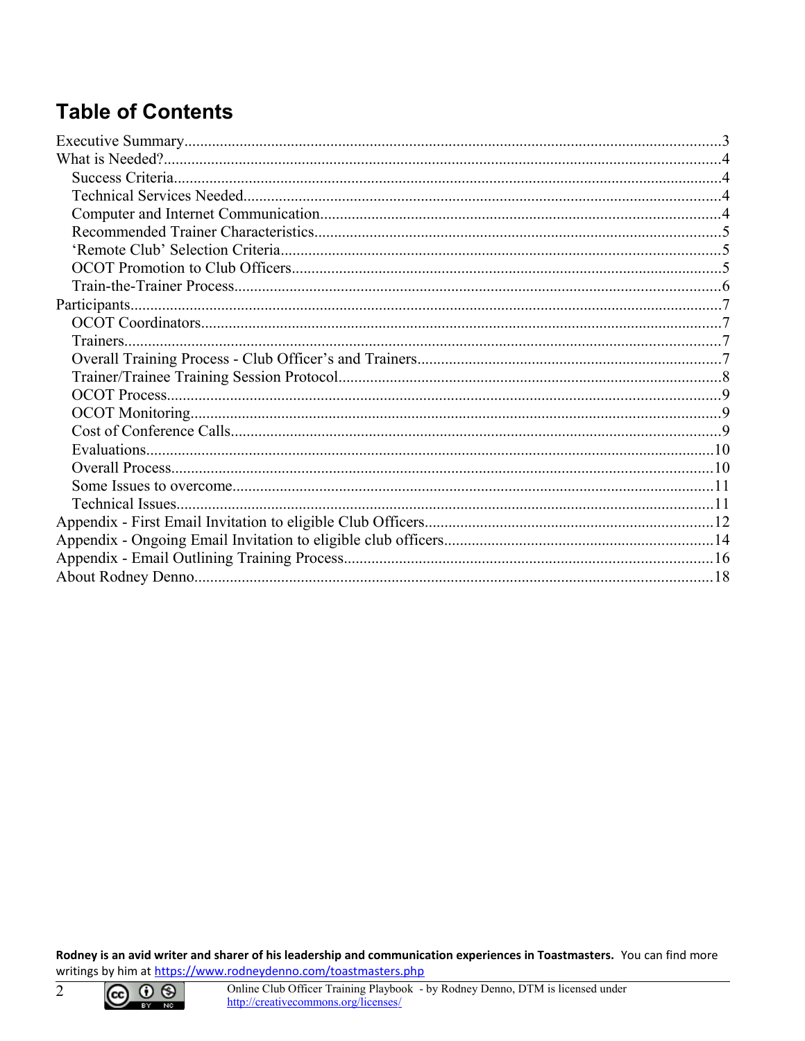## Table of Contents

Executive Summary....................................................................................................................3
What is Needed?.........................................................................................................................4
  Success Criteria......................................................................................................................4
  Technical Services Needed.....................................................................................................4
  Computer and Internet Communication..................................................................................4
  Recommended Trainer Characteristics...................................................................................5
  'Remote Club' Selection Criteria............................................................................................5
  OCOT Promotion to Club Officers..........................................................................................5
  Train-the-Trainer Process........................................................................................................6
Participants.................................................................................................................................7
  OCOT Coordinators.................................................................................................................7
  Trainers...................................................................................................................................7
  Overall Training Process - Club Officer's and Trainers..........................................................7
  Trainer/Trainee Training Session Protocol..............................................................................8
  OCOT Process.........................................................................................................................9
  OCOT Monitoring....................................................................................................................9
  Cost of Conference Calls.........................................................................................................9
  Evaluations.............................................................................................................................10
  Overall Process.......................................................................................................................10
  Some Issues to overcome.......................................................................................................11
  Technical Issues.....................................................................................................................11
Appendix - First Email Invitation to eligible Club Officers.......................................................12
Appendix - Ongoing Email Invitation to eligible club officers...................................................14
Appendix - Email Outlining Training Process...........................................................................16
About Rodney Denno.................................................................................................................18

**Rodney is an avid writer and sharer of his leadership and communication experiences in Toastmasters.** You can find more writings by him at https://www.rodneydenno.com/toastmasters.php

Online Club Officer Training Playbook - by Rodney Denno, DTM is licensed under http://creativecommons.org/licenses/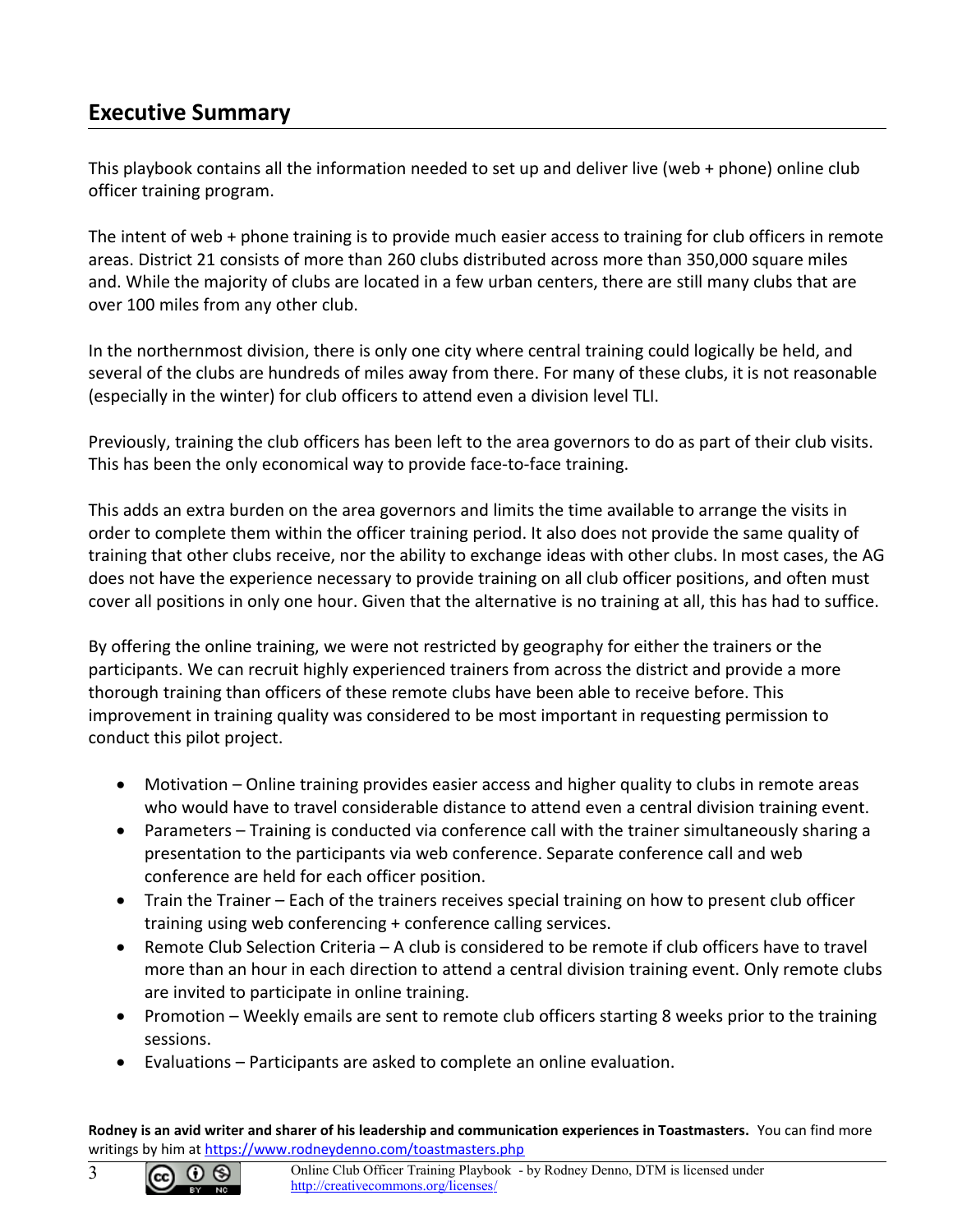## Executive Summary

This playbook contains all the information needed to set up and deliver live (web + phone) online club officer training program.

The intent of web + phone training is to provide much easier access to training for club officers in remote areas. District 21 consists of more than 260 clubs distributed across more than 350,000 square miles and. While the majority of clubs are located in a few urban centers, there are still many clubs that are over 100 miles from any other club.

In the northernmost division, there is only one city where central training could logically be held, and several of the clubs are hundreds of miles away from there. For many of these clubs, it is not reasonable (especially in the winter) for club officers to attend even a division level TLI.

Previously, training the club officers has been left to the area governors to do as part of their club visits. This has been the only economical way to provide face-to-face training.

This adds an extra burden on the area governors and limits the time available to arrange the visits in order to complete them within the officer training period. It also does not provide the same quality of training that other clubs receive, nor the ability to exchange ideas with other clubs. In most cases, the AG does not have the experience necessary to provide training on all club officer positions, and often must cover all positions in only one hour. Given that the alternative is no training at all, this has had to suffice.

By offering the online training, we were not restricted by geography for either the trainers or the participants. We can recruit highly experienced trainers from across the district and provide a more thorough training than officers of these remote clubs have been able to receive before. This improvement in training quality was considered to be most important in requesting permission to conduct this pilot project.

- Motivation – Online training provides easier access and higher quality to clubs in remote areas who would have to travel considerable distance to attend even a central division training event.
- Parameters – Training is conducted via conference call with the trainer simultaneously sharing a presentation to the participants via web conference. Separate conference call and web conference are held for each officer position.
- Train the Trainer – Each of the trainers receives special training on how to present club officer training using web conferencing + conference calling services.
- Remote Club Selection Criteria – A club is considered to be remote if club officers have to travel more than an hour in each direction to attend a central division training event. Only remote clubs are invited to participate in online training.
- Promotion – Weekly emails are sent to remote club officers starting 8 weeks prior to the training sessions.
- Evaluations – Participants are asked to complete an online evaluation.

**Rodney is an avid writer and sharer of his leadership and communication experiences in Toastmasters.** You can find more writings by him at https://www.rodneydenno.com/toastmasters.php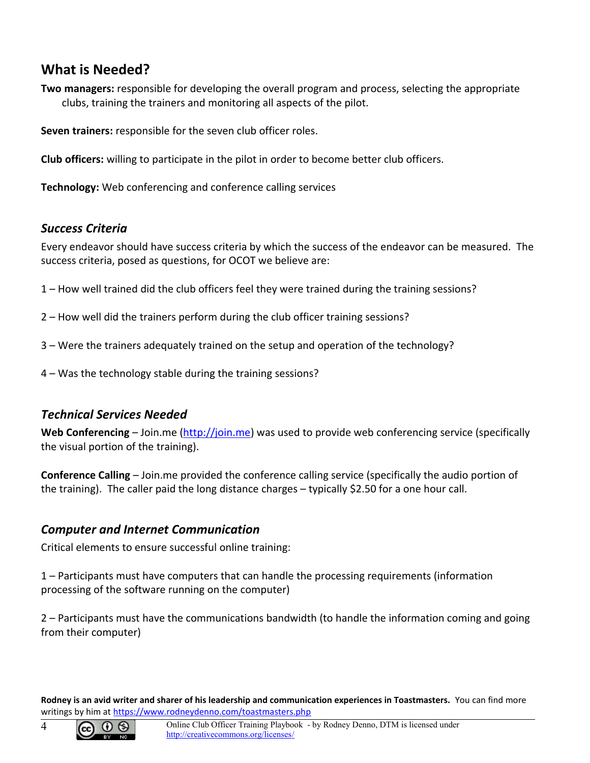## What is Needed?

**Two managers:** responsible for developing the overall program and process, selecting the appropriate clubs, training the trainers and monitoring all aspects of the pilot.

**Seven trainers:** responsible for the seven club officer roles.

**Club officers:** willing to participate in the pilot in order to become better club officers.

**Technology:** Web conferencing and conference calling services

### *Success Criteria*

Every endeavor should have success criteria by which the success of the endeavor can be measured. The success criteria, posed as questions, for OCOT we believe are:

1 – How well trained did the club officers feel they were trained during the training sessions?

2 – How well did the trainers perform during the club officer training sessions?

3 – Were the trainers adequately trained on the setup and operation of the technology?

4 – Was the technology stable during the training sessions?

### *Technical Services Needed*

**Web Conferencing** – Join.me (http://join.me) was used to provide web conferencing service (specifically the visual portion of the training).

**Conference Calling** – Join.me provided the conference calling service (specifically the audio portion of the training). The caller paid the long distance charges – typically $2.50 for a one hour call.

### *Computer and Internet Communication*

Critical elements to ensure successful online training:

1 – Participants must have computers that can handle the processing requirements (information processing of the software running on the computer)

2 – Participants must have the communications bandwidth (to handle the information coming and going from their computer)

**Rodney is an avid writer and sharer of his leadership and communication experiences in Toastmasters.** You can find more writings by him at https://www.rodneydenno.com/toastmasters.php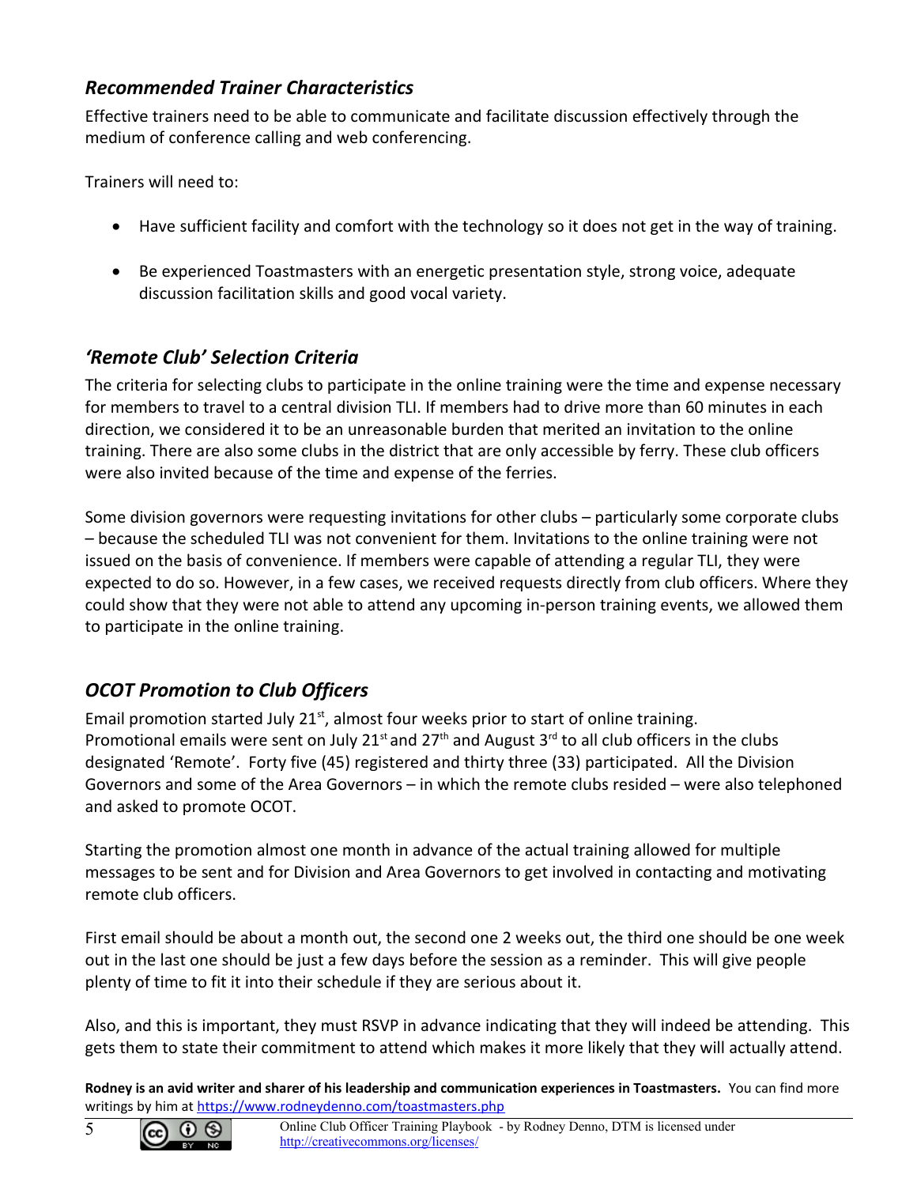### *Recommended Trainer Characteristics*

Effective trainers need to be able to communicate and facilitate discussion effectively through the medium of conference calling and web conferencing.

Trainers will need to:

- Have sufficient facility and comfort with the technology so it does not get in the way of training.
- Be experienced Toastmasters with an energetic presentation style, strong voice, adequate discussion facilitation skills and good vocal variety.

### *'Remote Club' Selection Criteria*

The criteria for selecting clubs to participate in the online training were the time and expense necessary for members to travel to a central division TLI. If members had to drive more than 60 minutes in each direction, we considered it to be an unreasonable burden that merited an invitation to the online training. There are also some clubs in the district that are only accessible by ferry. These club officers were also invited because of the time and expense of the ferries.

Some division governors were requesting invitations for other clubs – particularly some corporate clubs – because the scheduled TLI was not convenient for them. Invitations to the online training were not issued on the basis of convenience. If members were capable of attending a regular TLI, they were expected to do so. However, in a few cases, we received requests directly from club officers. Where they could show that they were not able to attend any upcoming in-person training events, we allowed them to participate in the online training.

### *OCOT Promotion to Club Officers*

Email promotion started July 21st, almost four weeks prior to start of online training. Promotional emails were sent on July 21st and 27th and August 3rd to all club officers in the clubs designated 'Remote'. Forty five (45) registered and thirty three (33) participated. All the Division Governors and some of the Area Governors – in which the remote clubs resided – were also telephoned and asked to promote OCOT.

Starting the promotion almost one month in advance of the actual training allowed for multiple messages to be sent and for Division and Area Governors to get involved in contacting and motivating remote club officers.

First email should be about a month out, the second one 2 weeks out, the third one should be one week out in the last one should be just a few days before the session as a reminder. This will give people plenty of time to fit it into their schedule if they are serious about it.

Also, and this is important, they must RSVP in advance indicating that they will indeed be attending. This gets them to state their commitment to attend which makes it more likely that they will actually attend.

**Rodney is an avid writer and sharer of his leadership and communication experiences in Toastmasters.** You can find more writings by him at https://www.rodneydenno.com/toastmasters.php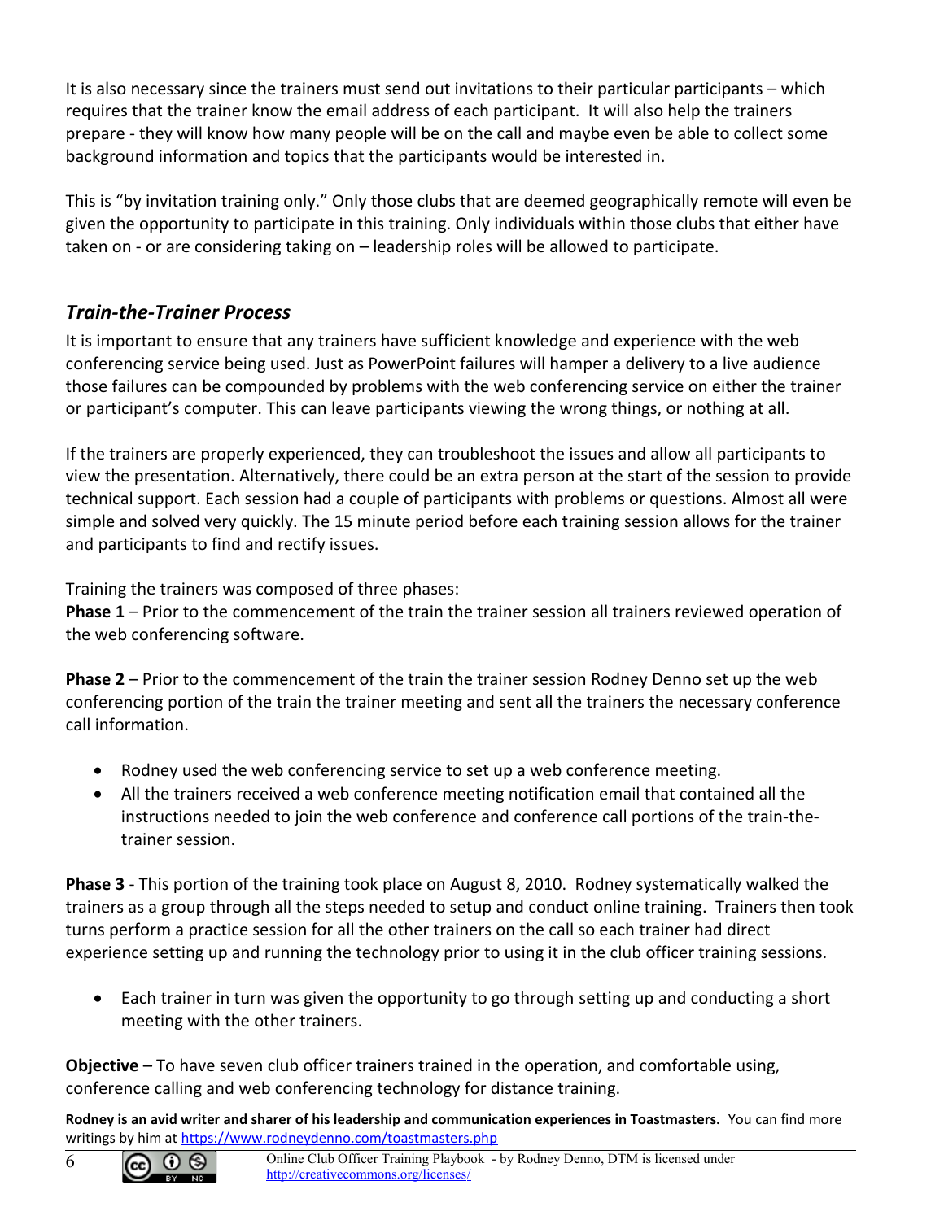It is also necessary since the trainers must send out invitations to their particular participants – which requires that the trainer know the email address of each participant. It will also help the trainers prepare - they will know how many people will be on the call and maybe even be able to collect some background information and topics that the participants would be interested in.

This is "by invitation training only." Only those clubs that are deemed geographically remote will even be given the opportunity to participate in this training. Only individuals within those clubs that either have taken on - or are considering taking on – leadership roles will be allowed to participate.

## *Train-the-Trainer Process*

It is important to ensure that any trainers have sufficient knowledge and experience with the web conferencing service being used. Just as PowerPoint failures will hamper a delivery to a live audience those failures can be compounded by problems with the web conferencing service on either the trainer or participant's computer. This can leave participants viewing the wrong things, or nothing at all.

If the trainers are properly experienced, they can troubleshoot the issues and allow all participants to view the presentation. Alternatively, there could be an extra person at the start of the session to provide technical support. Each session had a couple of participants with problems or questions. Almost all were simple and solved very quickly. The 15 minute period before each training session allows for the trainer and participants to find and rectify issues.

Training the trainers was composed of three phases:
**Phase 1** – Prior to the commencement of the train the trainer session all trainers reviewed operation of the web conferencing software.

**Phase 2** – Prior to the commencement of the train the trainer session Rodney Denno set up the web conferencing portion of the train the trainer meeting and sent all the trainers the necessary conference call information.

- Rodney used the web conferencing service to set up a web conference meeting.
- All the trainers received a web conference meeting notification email that contained all the instructions needed to join the web conference and conference call portions of the train-the-trainer session.

**Phase 3** - This portion of the training took place on August 8, 2010. Rodney systematically walked the trainers as a group through all the steps needed to setup and conduct online training. Trainers then took turns perform a practice session for all the other trainers on the call so each trainer had direct experience setting up and running the technology prior to using it in the club officer training sessions.

- Each trainer in turn was given the opportunity to go through setting up and conducting a short meeting with the other trainers.

**Objective** – To have seven club officer trainers trained in the operation, and comfortable using, conference calling and web conferencing technology for distance training.

**Rodney is an avid writer and sharer of his leadership and communication experiences in Toastmasters.** You can find more writings by him at https://www.rodneydenno.com/toastmasters.php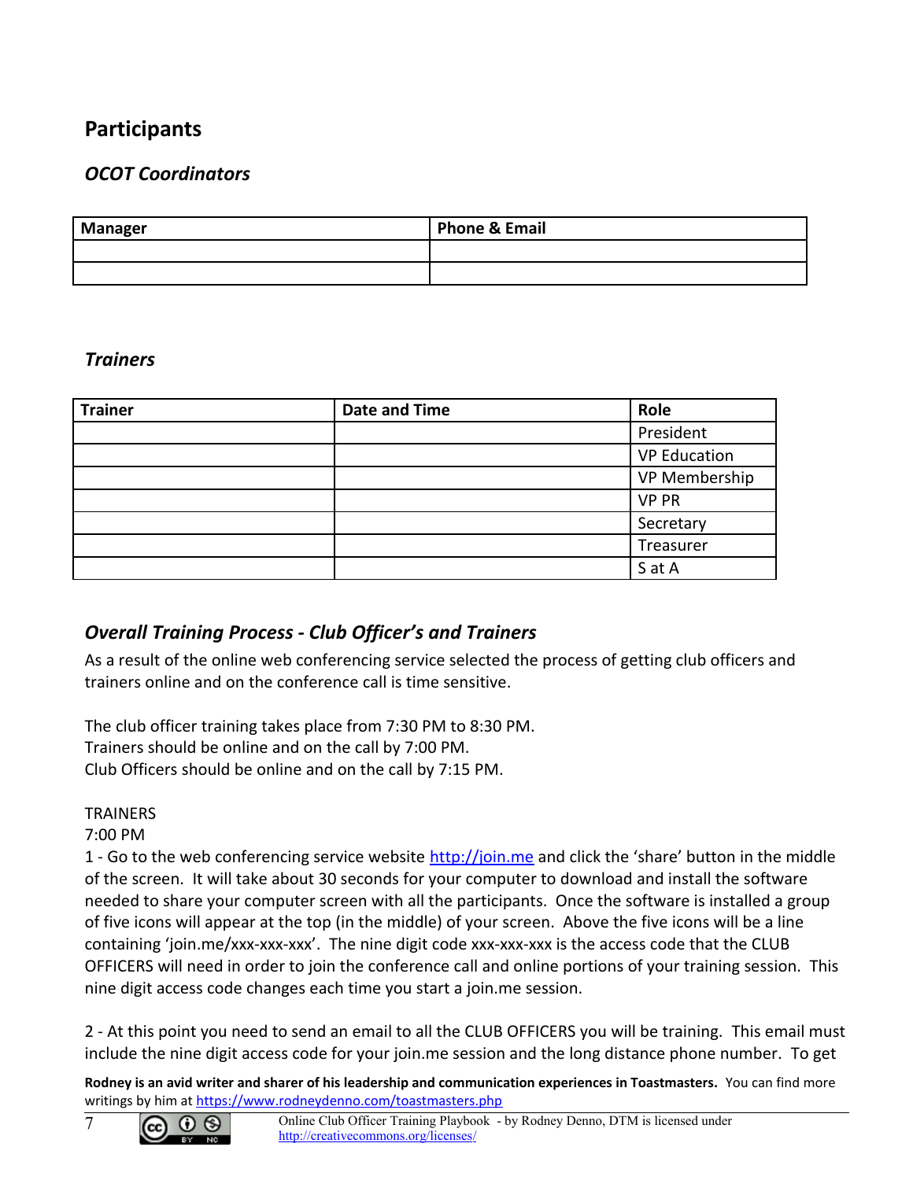## Participants

### *OCOT Coordinators*

| Manager | Phone & Email |
|---|---|
| | |
| | |

### *Trainers*

| Trainer | Date and Time | Role |
|---|---|---|
| | | President |
| | | VP Education |
| | | VP Membership |
| | | VP PR |
| | | Secretary |
| | | Treasurer |
| | | S at A |

### *Overall Training Process - Club Officer's and Trainers*

As a result of the online web conferencing service selected the process of getting club officers and trainers online and on the conference call is time sensitive.

The club officer training takes place from 7:30 PM to 8:30 PM.
Trainers should be online and on the call by 7:00 PM.
Club Officers should be online and on the call by 7:15 PM.

TRAINERS
7:00 PM
1 - Go to the web conferencing service website [http://join.me](http://join.me) and click the 'share' button in the middle of the screen. It will take about 30 seconds for your computer to download and install the software needed to share your computer screen with all the participants. Once the software is installed a group of five icons will appear at the top (in the middle) of your screen. Above the five icons will be a line containing 'join.me/xxx-xxx-xxx'. The nine digit code xxx-xxx-xxx is the access code that the CLUB OFFICERS will need in order to join the conference call and online portions of your training session. This nine digit access code changes each time you start a join.me session.

2 - At this point you need to send an email to all the CLUB OFFICERS you will be training. This email must include the nine digit access code for your join.me session and the long distance phone number. To get

**Rodney is an avid writer and sharer of his leadership and communication experiences in Toastmasters.** You can find more writings by him at [https://www.rodneydenno.com/toastmasters.php](https://www.rodneydenno.com/toastmasters.php)

Online Club Officer Training Playbook - by Rodney Denno, DTM is licensed under [http://creativecommons.org/licenses/](http://creativecommons.org/licenses/)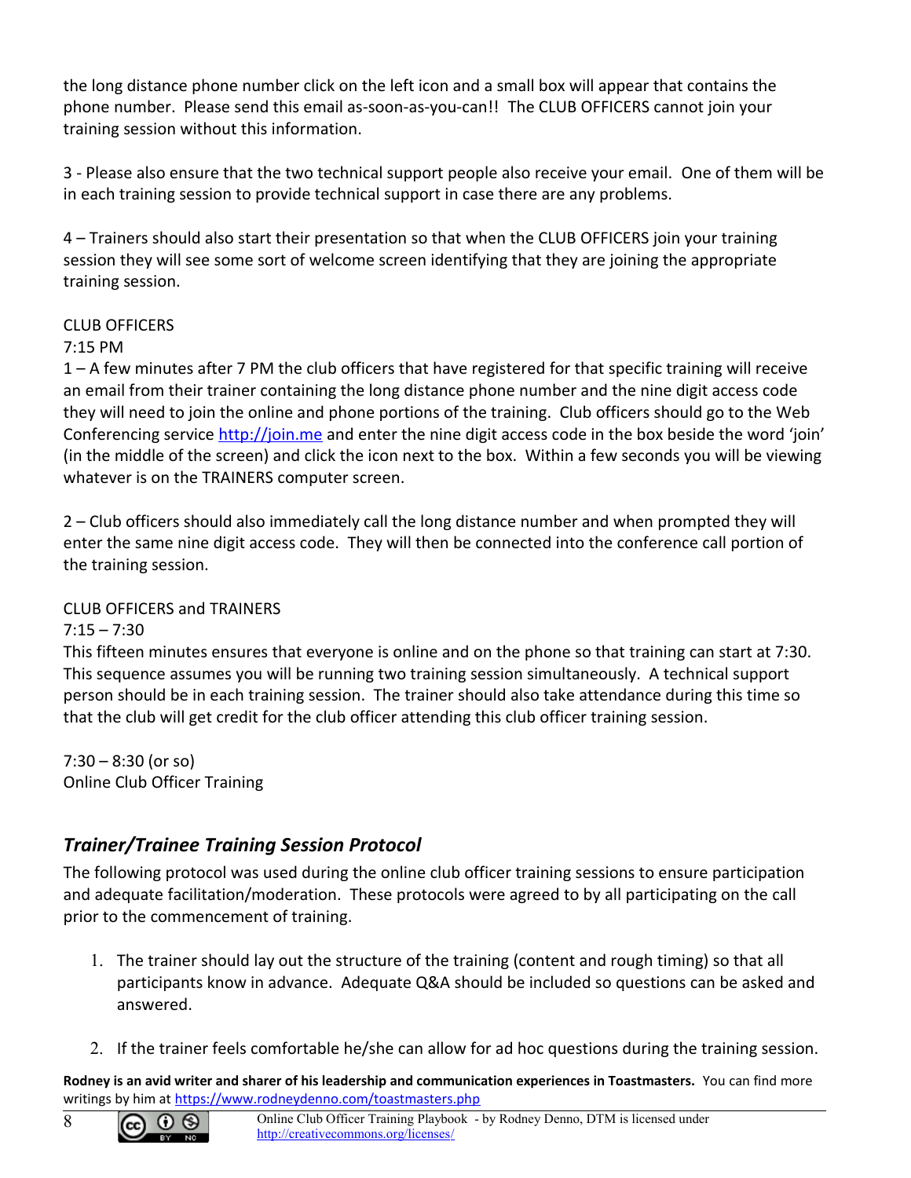the long distance phone number click on the left icon and a small box will appear that contains the phone number. Please send this email as-soon-as-you-can!! The CLUB OFFICERS cannot join your training session without this information.

3 - Please also ensure that the two technical support people also receive your email. One of them will be in each training session to provide technical support in case there are any problems.

4 – Trainers should also start their presentation so that when the CLUB OFFICERS join your training session they will see some sort of welcome screen identifying that they are joining the appropriate training session.

CLUB OFFICERS
7:15 PM
1 – A few minutes after 7 PM the club officers that have registered for that specific training will receive an email from their trainer containing the long distance phone number and the nine digit access code they will need to join the online and phone portions of the training. Club officers should go to the Web Conferencing service http://join.me and enter the nine digit access code in the box beside the word 'join' (in the middle of the screen) and click the icon next to the box. Within a few seconds you will be viewing whatever is on the TRAINERS computer screen.

2 – Club officers should also immediately call the long distance number and when prompted they will enter the same nine digit access code. They will then be connected into the conference call portion of the training session.

CLUB OFFICERS and TRAINERS
7:15 – 7:30
This fifteen minutes ensures that everyone is online and on the phone so that training can start at 7:30. This sequence assumes you will be running two training session simultaneously. A technical support person should be in each training session. The trainer should also take attendance during this time so that the club will get credit for the club officer attending this club officer training session.

7:30 – 8:30 (or so)
Online Club Officer Training

## *Trainer/Trainee Training Session Protocol*

The following protocol was used during the online club officer training sessions to ensure participation and adequate facilitation/moderation. These protocols were agreed to by all participating on the call prior to the commencement of training.

1. The trainer should lay out the structure of the training (content and rough timing) so that all participants know in advance. Adequate Q&A should be included so questions can be asked and answered.

2. If the trainer feels comfortable he/she can allow for ad hoc questions during the training session.

**Rodney is an avid writer and sharer of his leadership and communication experiences in Toastmasters.** You can find more writings by him at https://www.rodneydenno.com/toastmasters.php

Online Club Officer Training Playbook - by Rodney Denno, DTM is licensed under http://creativecommons.org/licenses/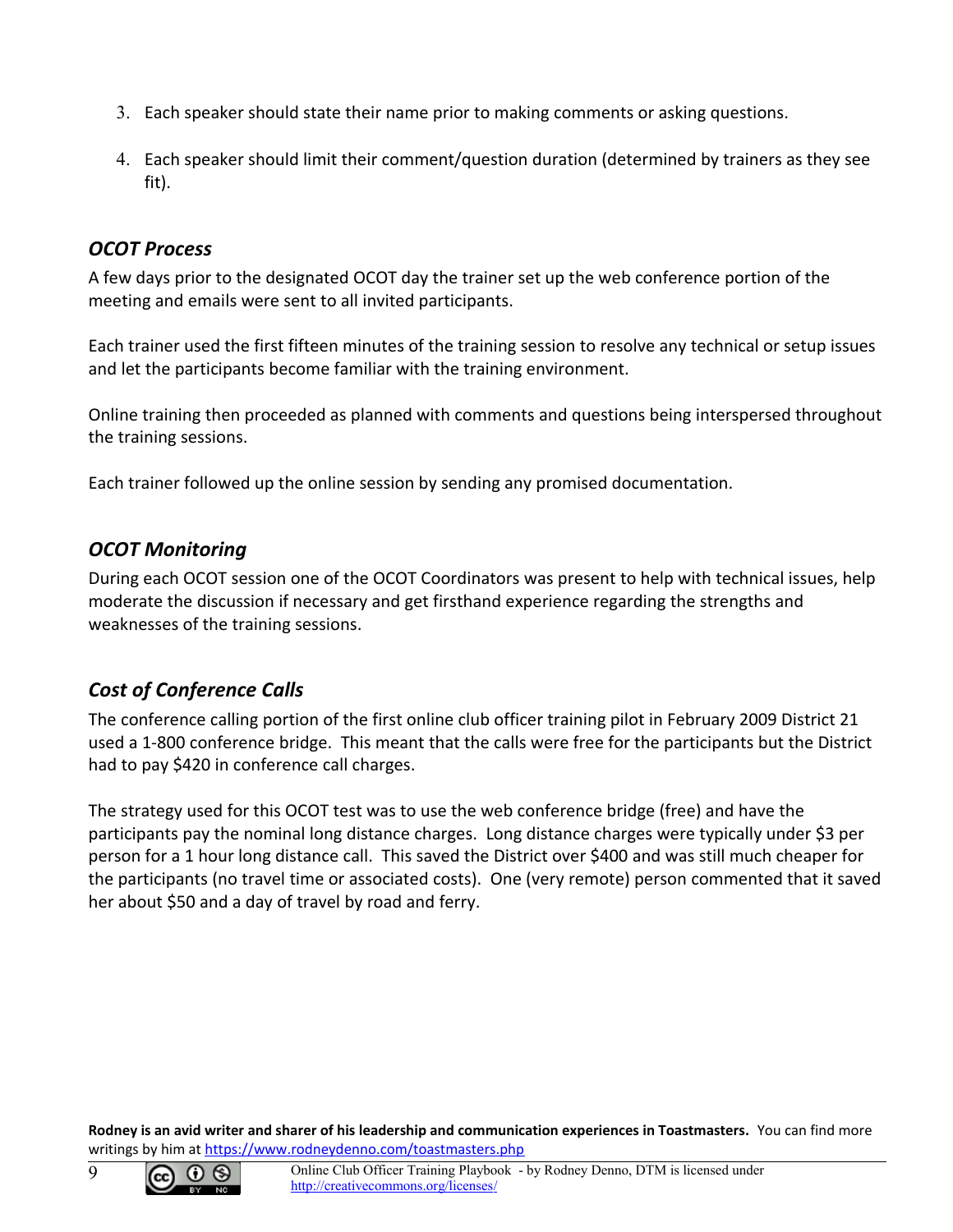3. Each speaker should state their name prior to making comments or asking questions.

4. Each speaker should limit their comment/question duration (determined by trainers as they see fit).

### *OCOT Process*

A few days prior to the designated OCOT day the trainer set up the web conference portion of the meeting and emails were sent to all invited participants.

Each trainer used the first fifteen minutes of the training session to resolve any technical or setup issues and let the participants become familiar with the training environment.

Online training then proceeded as planned with comments and questions being interspersed throughout the training sessions.

Each trainer followed up the online session by sending any promised documentation.

### *OCOT Monitoring*

During each OCOT session one of the OCOT Coordinators was present to help with technical issues, help moderate the discussion if necessary and get firsthand experience regarding the strengths and weaknesses of the training sessions.

### *Cost of Conference Calls*

The conference calling portion of the first online club officer training pilot in February 2009 District 21 used a 1-800 conference bridge. This meant that the calls were free for the participants but the District had to pay $420 in conference call charges.

The strategy used for this OCOT test was to use the web conference bridge (free) and have the participants pay the nominal long distance charges. Long distance charges were typically under $3 per person for a 1 hour long distance call. This saved the District over $400 and was still much cheaper for the participants (no travel time or associated costs). One (very remote) person commented that it saved her about $50 and a day of travel by road and ferry.

**Rodney is an avid writer and sharer of his leadership and communication experiences in Toastmasters.** You can find more writings by him at https://www.rodneydenno.com/toastmasters.php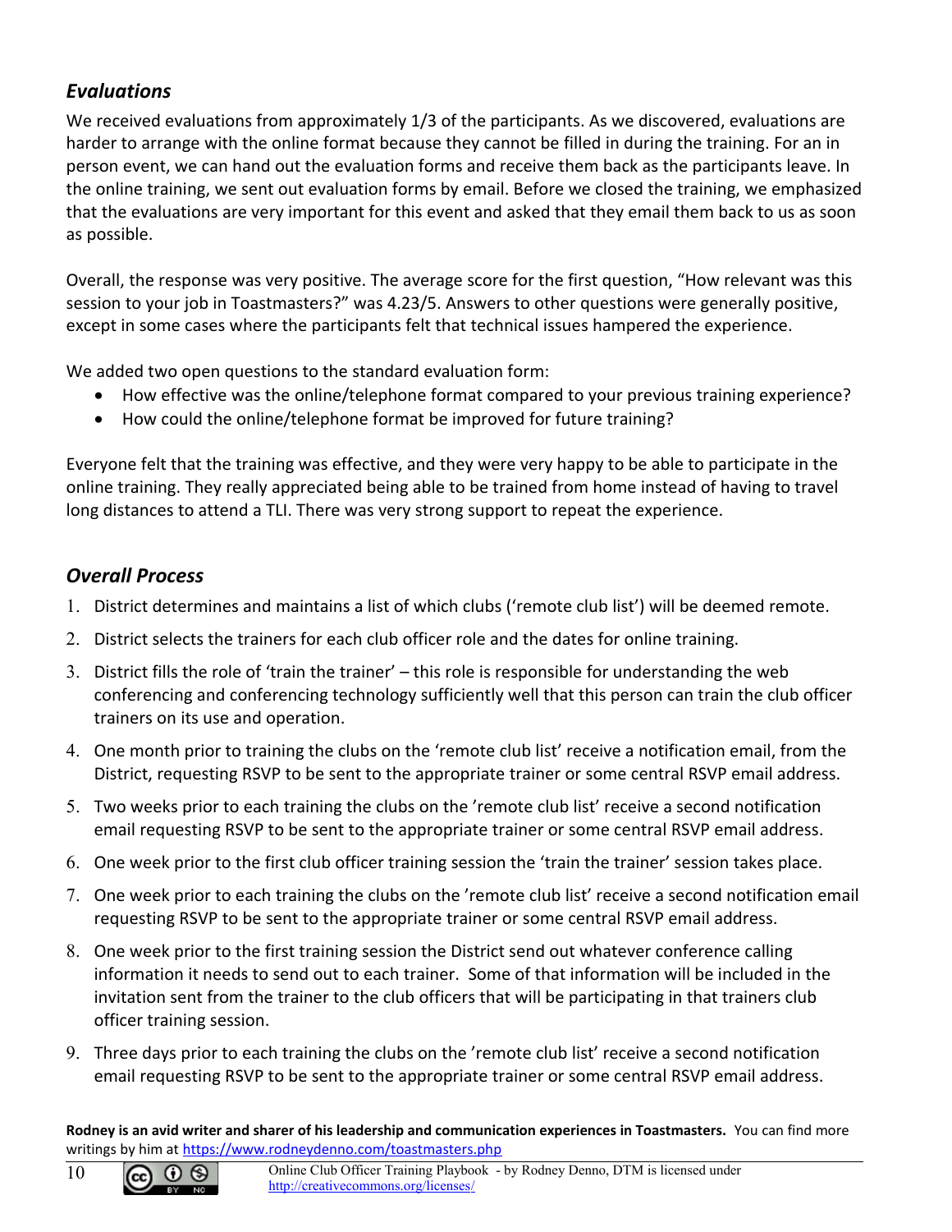### *Evaluations*

We received evaluations from approximately 1/3 of the participants. As we discovered, evaluations are harder to arrange with the online format because they cannot be filled in during the training. For an in person event, we can hand out the evaluation forms and receive them back as the participants leave. In the online training, we sent out evaluation forms by email. Before we closed the training, we emphasized that the evaluations are very important for this event and asked that they email them back to us as soon as possible.

Overall, the response was very positive. The average score for the first question, "How relevant was this session to your job in Toastmasters?" was 4.23/5. Answers to other questions were generally positive, except in some cases where the participants felt that technical issues hampered the experience.

We added two open questions to the standard evaluation form:

- How effective was the online/telephone format compared to your previous training experience?
- How could the online/telephone format be improved for future training?

Everyone felt that the training was effective, and they were very happy to be able to participate in the online training. They really appreciated being able to be trained from home instead of having to travel long distances to attend a TLI. There was very strong support to repeat the experience.

### *Overall Process*

1. District determines and maintains a list of which clubs ('remote club list') will be deemed remote.
2. District selects the trainers for each club officer role and the dates for online training.
3. District fills the role of 'train the trainer' – this role is responsible for understanding the web conferencing and conferencing technology sufficiently well that this person can train the club officer trainers on its use and operation.
4. One month prior to training the clubs on the 'remote club list' receive a notification email, from the District, requesting RSVP to be sent to the appropriate trainer or some central RSVP email address.
5. Two weeks prior to each training the clubs on the 'remote club list' receive a second notification email requesting RSVP to be sent to the appropriate trainer or some central RSVP email address.
6. One week prior to the first club officer training session the 'train the trainer' session takes place.
7. One week prior to each training the clubs on the 'remote club list' receive a second notification email requesting RSVP to be sent to the appropriate trainer or some central RSVP email address.
8. One week prior to the first training session the District send out whatever conference calling information it needs to send out to each trainer. Some of that information will be included in the invitation sent from the trainer to the club officers that will be participating in that trainers club officer training session.
9. Three days prior to each training the clubs on the 'remote club list' receive a second notification email requesting RSVP to be sent to the appropriate trainer or some central RSVP email address.

**Rodney is an avid writer and sharer of his leadership and communication experiences in Toastmasters.** You can find more writings by him at https://www.rodneydenno.com/toastmasters.php

Online Club Officer Training Playbook - by Rodney Denno, DTM is licensed under http://creativecommons.org/licenses/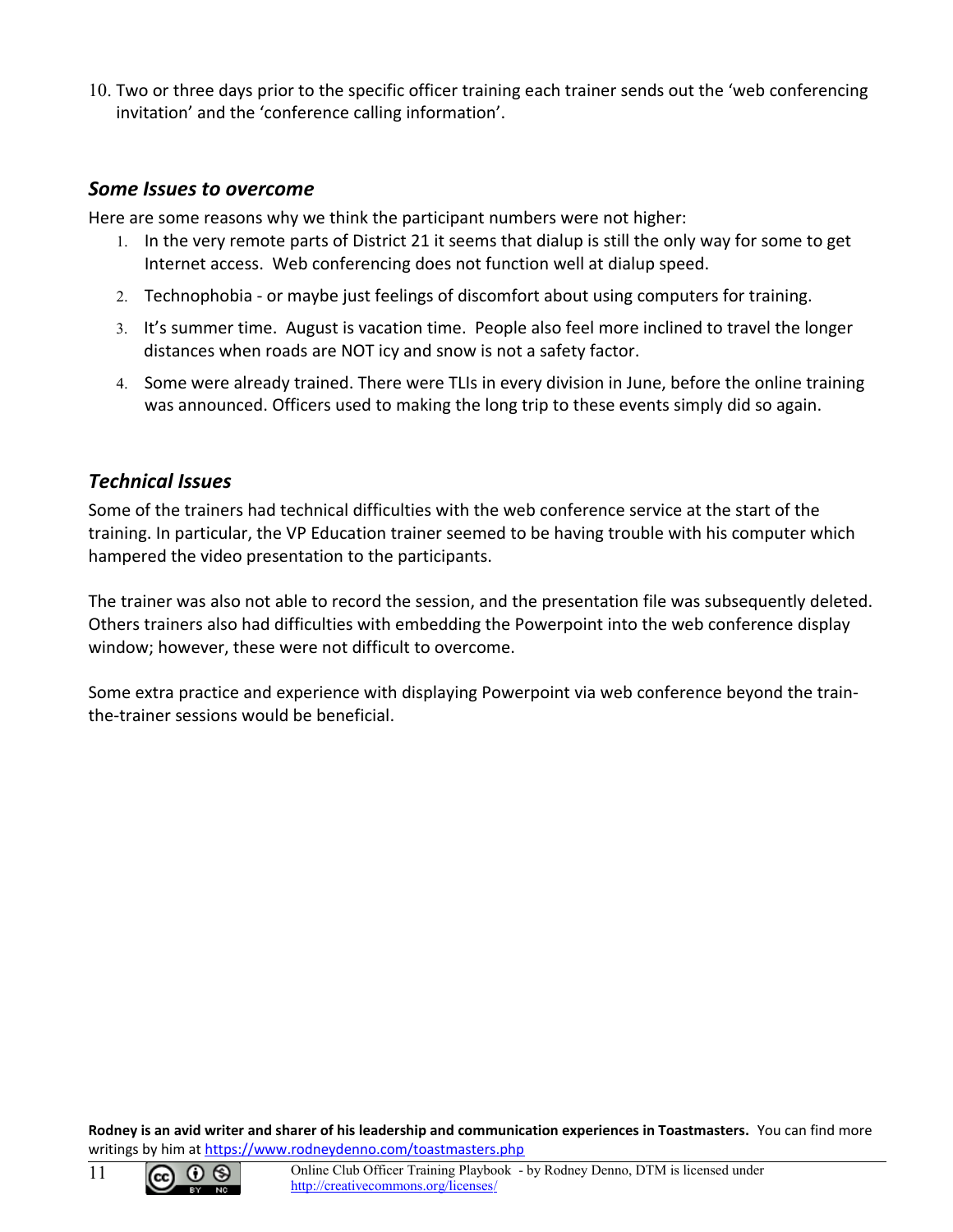10. Two or three days prior to the specific officer training each trainer sends out the 'web conferencing invitation' and the 'conference calling information'.

### *Some Issues to overcome*

Here are some reasons why we think the participant numbers were not higher:

1. In the very remote parts of District 21 it seems that dialup is still the only way for some to get Internet access. Web conferencing does not function well at dialup speed.
2. Technophobia - or maybe just feelings of discomfort about using computers for training.
3. It's summer time. August is vacation time. People also feel more inclined to travel the longer distances when roads are NOT icy and snow is not a safety factor.
4. Some were already trained. There were TLIs in every division in June, before the online training was announced. Officers used to making the long trip to these events simply did so again.

### *Technical Issues*

Some of the trainers had technical difficulties with the web conference service at the start of the training. In particular, the VP Education trainer seemed to be having trouble with his computer which hampered the video presentation to the participants.

The trainer was also not able to record the session, and the presentation file was subsequently deleted. Others trainers also had difficulties with embedding the Powerpoint into the web conference display window; however, these were not difficult to overcome.

Some extra practice and experience with displaying Powerpoint via web conference beyond the train-the-trainer sessions would be beneficial.

**Rodney is an avid writer and sharer of his leadership and communication experiences in Toastmasters.** You can find more writings by him at https://www.rodneydenno.com/toastmasters.php

Online Club Officer Training Playbook - by Rodney Denno, DTM is licensed under http://creativecommons.org/licenses/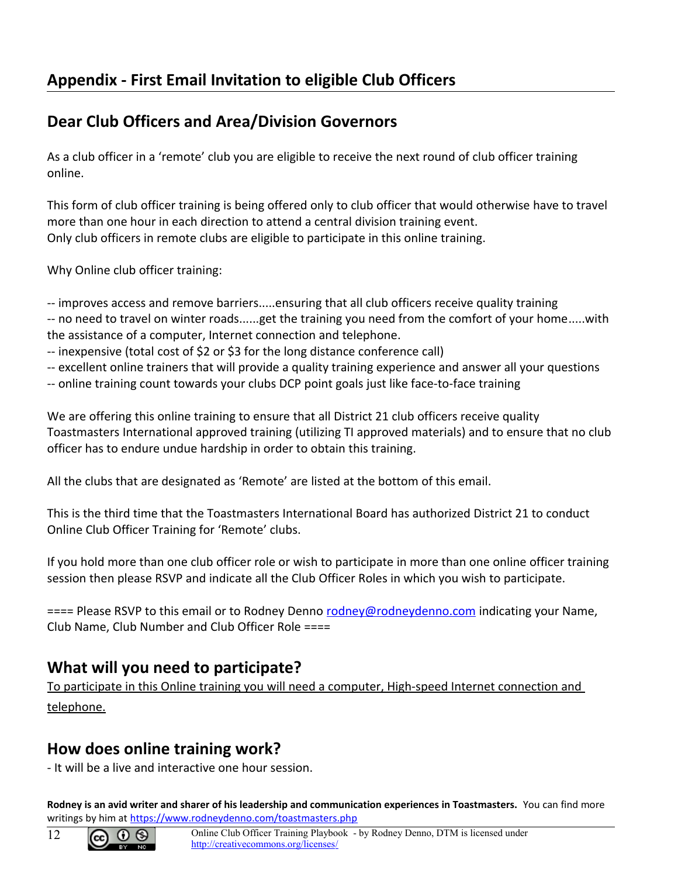## Appendix - First Email Invitation to eligible Club Officers

### Dear Club Officers and Area/Division Governors

As a club officer in a 'remote' club you are eligible to receive the next round of club officer training online.

This form of club officer training is being offered only to club officer that would otherwise have to travel more than one hour in each direction to attend a central division training event.
Only club officers in remote clubs are eligible to participate in this online training.

Why Online club officer training:

-- improves access and remove barriers.....ensuring that all club officers receive quality training
-- no need to travel on winter roads......get the training you need from the comfort of your home.....with the assistance of a computer, Internet connection and telephone.
-- inexpensive (total cost of $2 or $3 for the long distance conference call)
-- excellent online trainers that will provide a quality training experience and answer all your questions
-- online training count towards your clubs DCP point goals just like face-to-face training

We are offering this online training to ensure that all District 21 club officers receive quality Toastmasters International approved training (utilizing TI approved materials) and to ensure that no club officer has to endure undue hardship in order to obtain this training.

All the clubs that are designated as 'Remote' are listed at the bottom of this email.

This is the third time that the Toastmasters International Board has authorized District 21 to conduct Online Club Officer Training for 'Remote' clubs.

If you hold more than one club officer role or wish to participate in more than one online officer training session then please RSVP and indicate all the Club Officer Roles in which you wish to participate.

==== Please RSVP to this email or to Rodney Denno rodney@rodneydenno.com indicating your Name, Club Name, Club Number and Club Officer Role ====

### What will you need to participate?

To participate in this Online training you will need a computer, High-speed Internet connection and telephone.

### How does online training work?

- It will be a live and interactive one hour session.

**Rodney is an avid writer and sharer of his leadership and communication experiences in Toastmasters.** You can find more writings by him at https://www.rodneydenno.com/toastmasters.php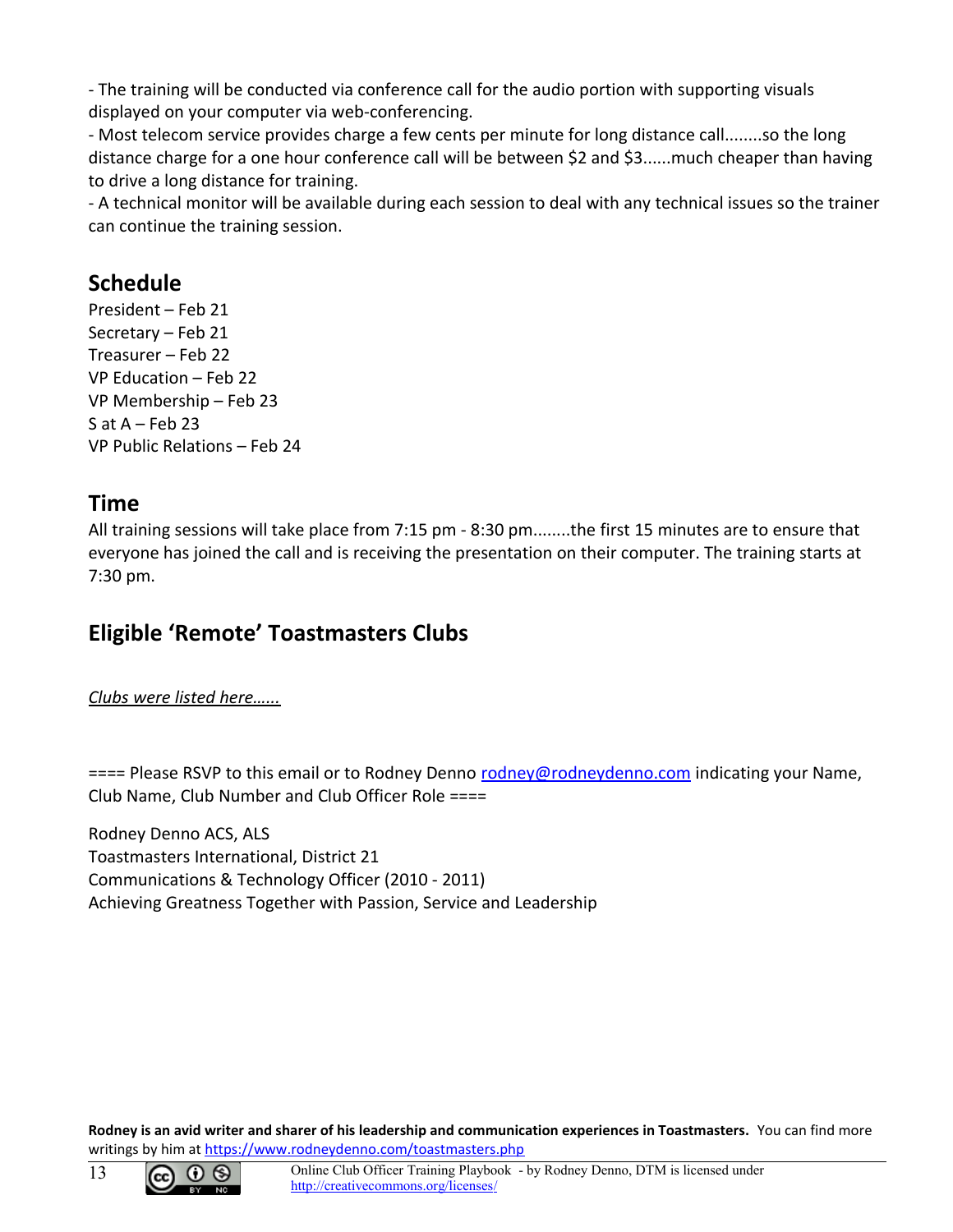- The training will be conducted via conference call for the audio portion with supporting visuals displayed on your computer via web-conferencing.
- Most telecom service provides charge a few cents per minute for long distance call........so the long distance charge for a one hour conference call will be between $2 and $3......much cheaper than having to drive a long distance for training.
- A technical monitor will be available during each session to deal with any technical issues so the trainer can continue the training session.

## Schedule

President – Feb 21
Secretary – Feb 21
Treasurer – Feb 22
VP Education – Feb 22
VP Membership – Feb 23
S at A – Feb 23
VP Public Relations – Feb 24

## Time

All training sessions will take place from 7:15 pm - 8:30 pm........the first 15 minutes are to ensure that everyone has joined the call and is receiving the presentation on their computer. The training starts at 7:30 pm.

## Eligible 'Remote' Toastmasters Clubs

*Clubs were listed here……*

==== Please RSVP to this email or to Rodney Denno rodney@rodneydenno.com indicating your Name, Club Name, Club Number and Club Officer Role ====

Rodney Denno ACS, ALS
Toastmasters International, District 21
Communications & Technology Officer (2010 - 2011)
Achieving Greatness Together with Passion, Service and Leadership

**Rodney is an avid writer and sharer of his leadership and communication experiences in Toastmasters.** You can find more writings by him at https://www.rodneydenno.com/toastmasters.php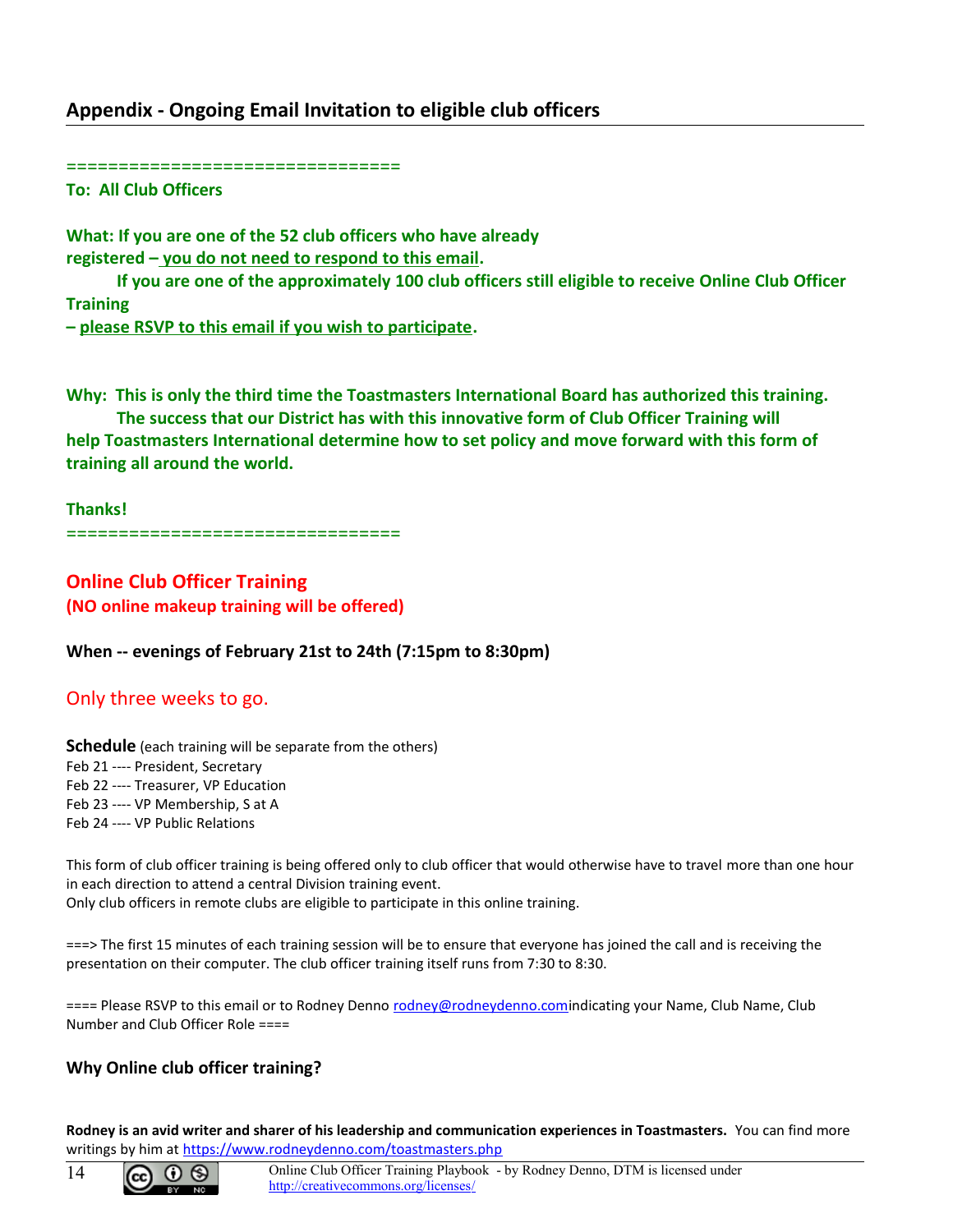## Appendix - Ongoing Email Invitation to eligible club officers

===============================

**To: All Club Officers**

**What: If you are one of the 52 club officers who have already registered – you do not need to respond to this email.**
**If you are one of the approximately 100 club officers still eligible to receive Online Club Officer Training – please RSVP to this email if you wish to participate.**

**Why: This is only the third time the Toastmasters International Board has authorized this training.**
**The success that our District has with this innovative form of Club Officer Training will help Toastmasters International determine how to set policy and move forward with this form of training all around the world.**

**Thanks!**

===============================

**Online Club Officer Training**
**(NO online makeup training will be offered)**

**When -- evenings of February 21st to 24th (7:15pm to 8:30pm)**

Only three weeks to go.

**Schedule** (each training will be separate from the others)
Feb 21 ---- President, Secretary
Feb 22 ---- Treasurer, VP Education
Feb 23 ---- VP Membership, S at A
Feb 24 ---- VP Public Relations

This form of club officer training is being offered only to club officer that would otherwise have to travel more than one hour in each direction to attend a central Division training event.
Only club officers in remote clubs are eligible to participate in this online training.

===> The first 15 minutes of each training session will be to ensure that everyone has joined the call and is receiving the presentation on their computer. The club officer training itself runs from 7:30 to 8:30.

==== Please RSVP to this email or to Rodney Denno rodney@rodneydenno.comindicating your Name, Club Name, Club Number and Club Officer Role ====

**Why Online club officer training?**

**Rodney is an avid writer and sharer of his leadership and communication experiences in Toastmasters.** You can find more writings by him at https://www.rodneydenno.com/toastmasters.php

Online Club Officer Training Playbook - by Rodney Denno, DTM is licensed under http://creativecommons.org/licenses/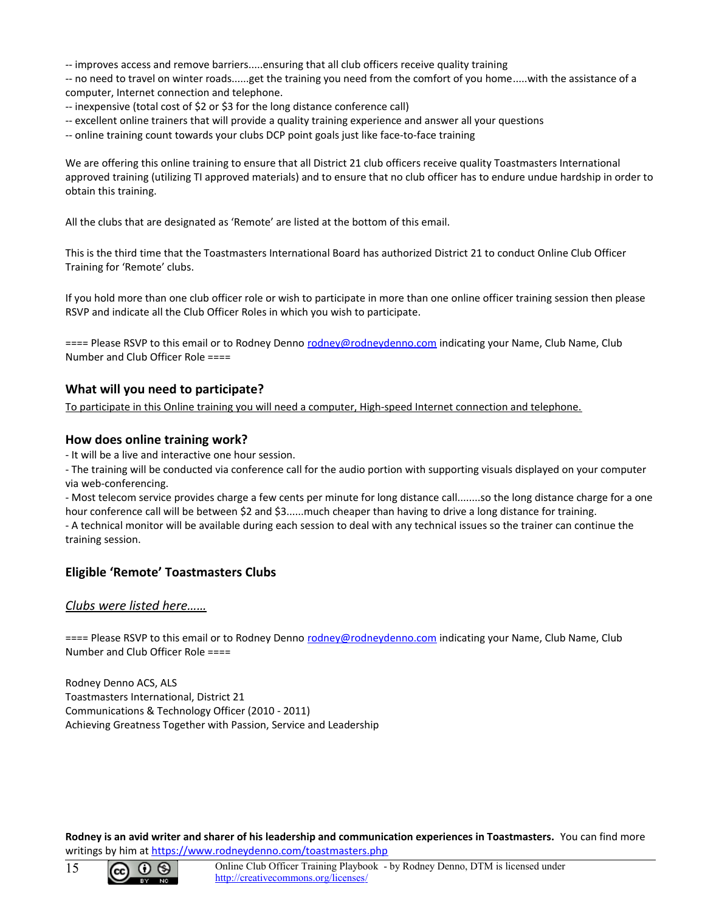-- improves access and remove barriers.....ensuring that all club officers receive quality training
-- no need to travel on winter roads......get the training you need from the comfort of you home.....with the assistance of a computer, Internet connection and telephone.
-- inexpensive (total cost of $2 or $3 for the long distance conference call)
-- excellent online trainers that will provide a quality training experience and answer all your questions
-- online training count towards your clubs DCP point goals just like face-to-face training

We are offering this online training to ensure that all District 21 club officers receive quality Toastmasters International approved training (utilizing TI approved materials) and to ensure that no club officer has to endure undue hardship in order to obtain this training.

All the clubs that are designated as 'Remote' are listed at the bottom of this email.

This is the third time that the Toastmasters International Board has authorized District 21 to conduct Online Club Officer Training for 'Remote' clubs.

If you hold more than one club officer role or wish to participate in more than one online officer training session then please RSVP and indicate all the Club Officer Roles in which you wish to participate.

==== Please RSVP to this email or to Rodney Denno rodney@rodneydenno.com indicating your Name, Club Name, Club Number and Club Officer Role ====

### What will you need to participate?

To participate in this Online training you will need a computer, High-speed Internet connection and telephone.

### How does online training work?

- It will be a live and interactive one hour session.
- The training will be conducted via conference call for the audio portion with supporting visuals displayed on your computer via web-conferencing.
- Most telecom service provides charge a few cents per minute for long distance call........so the long distance charge for a one hour conference call will be between $2 and $3......much cheaper than having to drive a long distance for training.
- A technical monitor will be available during each session to deal with any technical issues so the trainer can continue the training session.

### Eligible 'Remote' Toastmasters Clubs

*Clubs were listed here……*

==== Please RSVP to this email or to Rodney Denno rodney@rodneydenno.com indicating your Name, Club Name, Club Number and Club Officer Role ====

Rodney Denno ACS, ALS
Toastmasters International, District 21
Communications & Technology Officer (2010 - 2011)
Achieving Greatness Together with Passion, Service and Leadership

**Rodney is an avid writer and sharer of his leadership and communication experiences in Toastmasters.** You can find more writings by him at https://www.rodneydenno.com/toastmasters.php

Online Club Officer Training Playbook - by Rodney Denno, DTM is licensed under http://creativecommons.org/licenses/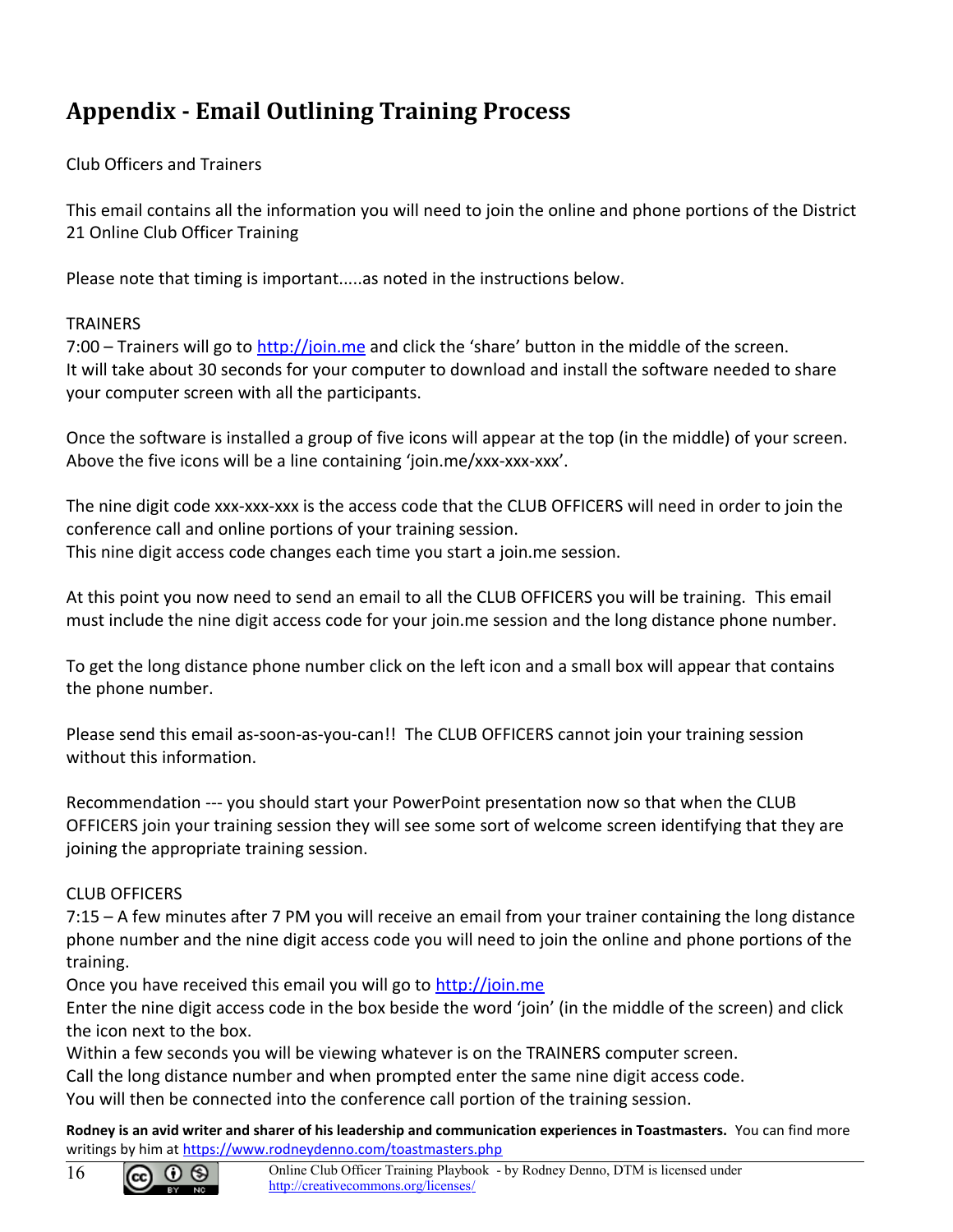# Appendix - Email Outlining Training Process

Club Officers and Trainers

This email contains all the information you will need to join the online and phone portions of the District 21 Online Club Officer Training

Please note that timing is important.....as noted in the instructions below.

TRAINERS

7:00 – Trainers will go to http://join.me and click the 'share' button in the middle of the screen.
It will take about 30 seconds for your computer to download and install the software needed to share your computer screen with all the participants.

Once the software is installed a group of five icons will appear at the top (in the middle) of your screen. Above the five icons will be a line containing 'join.me/xxx-xxx-xxx'.

The nine digit code xxx-xxx-xxx is the access code that the CLUB OFFICERS will need in order to join the conference call and online portions of your training session.
This nine digit access code changes each time you start a join.me session.

At this point you now need to send an email to all the CLUB OFFICERS you will be training. This email must include the nine digit access code for your join.me session and the long distance phone number.

To get the long distance phone number click on the left icon and a small box will appear that contains the phone number.

Please send this email as-soon-as-you-can!! The CLUB OFFICERS cannot join your training session without this information.

Recommendation --- you should start your PowerPoint presentation now so that when the CLUB OFFICERS join your training session they will see some sort of welcome screen identifying that they are joining the appropriate training session.

CLUB OFFICERS

7:15 – A few minutes after 7 PM you will receive an email from your trainer containing the long distance phone number and the nine digit access code you will need to join the online and phone portions of the training.
Once you have received this email you will go to http://join.me
Enter the nine digit access code in the box beside the word 'join' (in the middle of the screen) and click the icon next to the box.
Within a few seconds you will be viewing whatever is on the TRAINERS computer screen.
Call the long distance number and when prompted enter the same nine digit access code.
You will then be connected into the conference call portion of the training session.

**Rodney is an avid writer and sharer of his leadership and communication experiences in Toastmasters.** You can find more writings by him at https://www.rodneydenno.com/toastmasters.php

Online Club Officer Training Playbook - by Rodney Denno, DTM is licensed under http://creativecommons.org/licenses/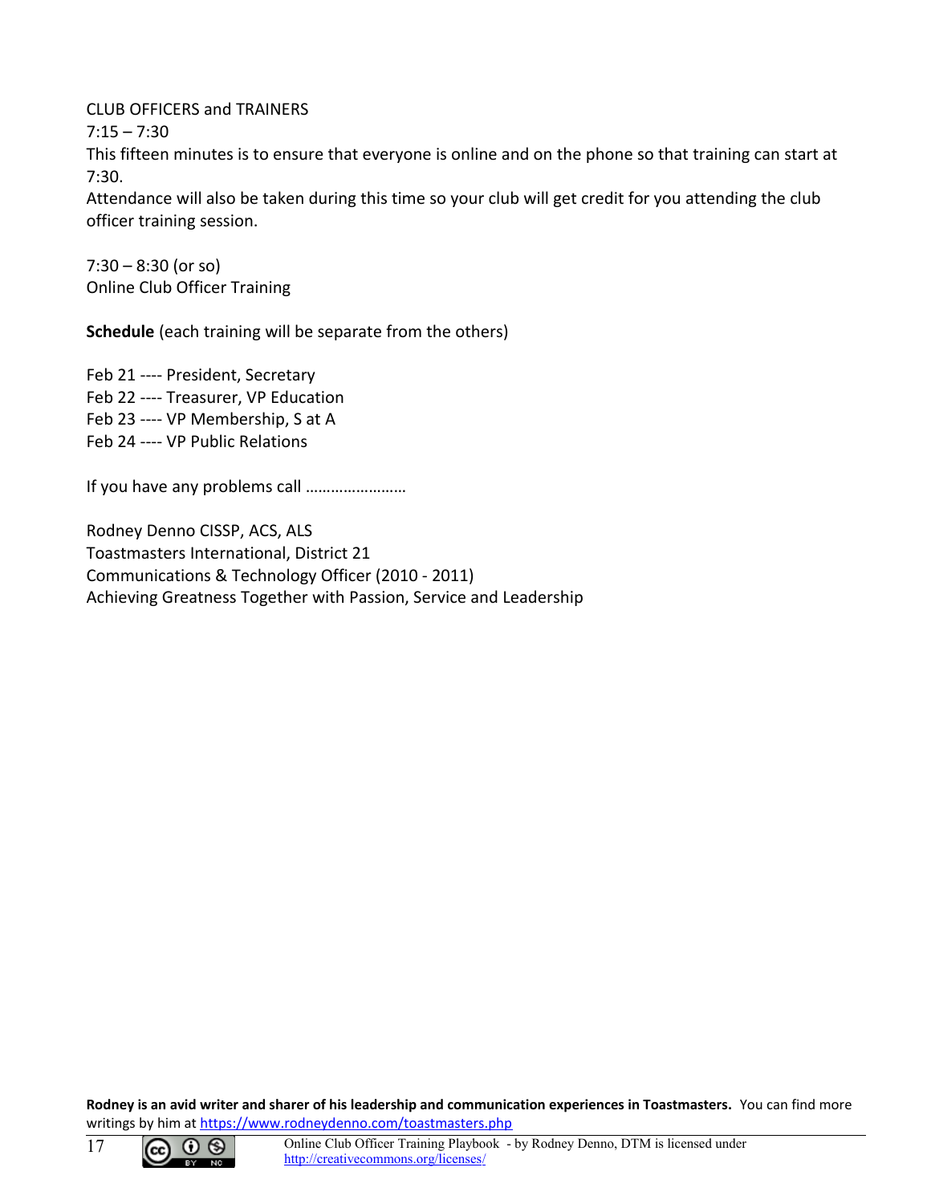CLUB OFFICERS and TRAINERS
7:15 – 7:30
This fifteen minutes is to ensure that everyone is online and on the phone so that training can start at 7:30.
Attendance will also be taken during this time so your club will get credit for you attending the club officer training session.

7:30 – 8:30 (or so)
Online Club Officer Training

**Schedule** (each training will be separate from the others)

Feb 21 ---- President, Secretary
Feb 22 ---- Treasurer, VP Education
Feb 23 ---- VP Membership, S at A
Feb 24 ---- VP Public Relations

If you have any problems call ……………………

Rodney Denno CISSP, ACS, ALS
Toastmasters International, District 21
Communications & Technology Officer (2010 - 2011)
Achieving Greatness Together with Passion, Service and Leadership

**Rodney is an avid writer and sharer of his leadership and communication experiences in Toastmasters.** You can find more writings by him at https://www.rodneydenno.com/toastmasters.php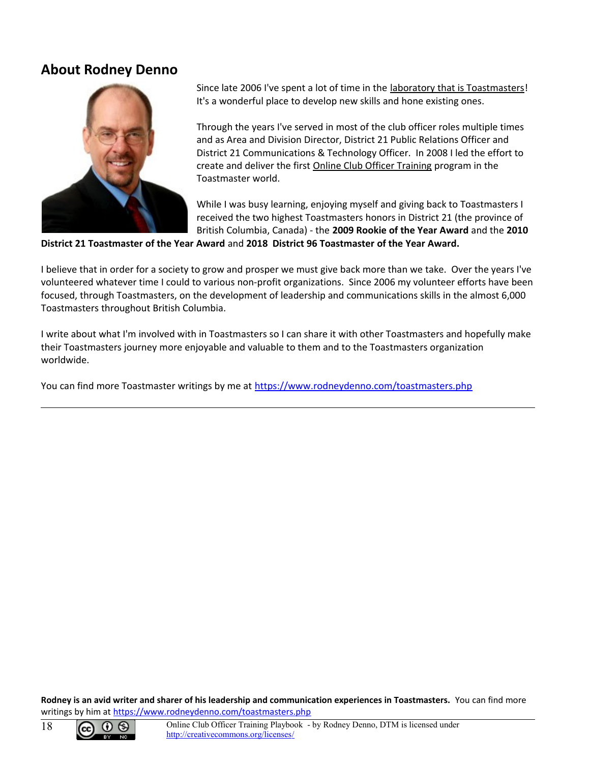## About Rodney Denno

Since late 2006 I've spent a lot of time in the laboratory that is Toastmasters! It's a wonderful place to develop new skills and hone existing ones.

Through the years I've served in most of the club officer roles multiple times and as Area and Division Director, District 21 Public Relations Officer and District 21 Communications & Technology Officer. In 2008 I led the effort to create and deliver the first Online Club Officer Training program in the Toastmaster world.

While I was busy learning, enjoying myself and giving back to Toastmasters I received the two highest Toastmasters honors in District 21 (the province of British Columbia, Canada) - the **2009 Rookie of the Year Award** and the **2010 District 21 Toastmaster of the Year Award** and **2018 District 96 Toastmaster of the Year Award.**

I believe that in order for a society to grow and prosper we must give back more than we take. Over the years I've volunteered whatever time I could to various non-profit organizations. Since 2006 my volunteer efforts have been focused, through Toastmasters, on the development of leadership and communications skills in the almost 6,000 Toastmasters throughout British Columbia.

I write about what I'm involved with in Toastmasters so I can share it with other Toastmasters and hopefully make their Toastmasters journey more enjoyable and valuable to them and to the Toastmasters organization worldwide.

You can find more Toastmaster writings by me at https://www.rodneydenno.com/toastmasters.php

---

**Rodney is an avid writer and sharer of his leadership and communication experiences in Toastmasters.** You can find more writings by him at https://www.rodneydenno.com/toastmasters.php

Online Club Officer Training Playbook - by Rodney Denno, DTM is licensed under http://creativecommons.org/licenses/